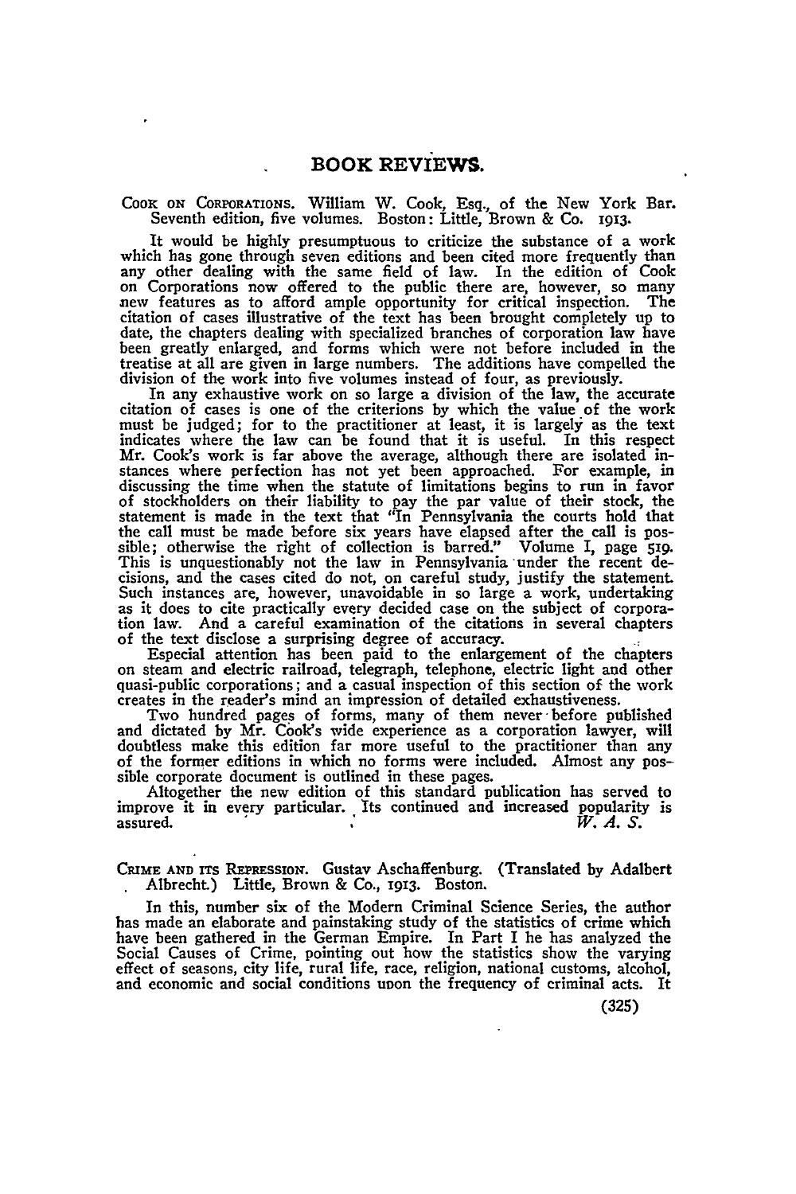# BOOK REVIEWS.

COOK ON CORPORATIONS. William W. Cook, Esq., of the New York Bar. Seventh edition, five volumes. Boston: Little, Brown & Co. 1913.

It would be highly presumptuous to criticize the substance of a work which has gone through seven editions and been cited more frequently than any other dealing with the same field of law. In the edition of Cook on Corporations now offered to the public there are, however, so many new features as to afford ample opportunity for critical inspection. The citation of cases illustrative of the text has been brought completely up to date, the chapters dealing with specialized branches of corporation law have been greatly enlarged, and forms which were not before included in the treatise at all are given in large numbers. The additions have compelled the division of the work into five volumes instead of four, as previously.

In any exhaustive work on so large a division of the law, the accurate citation of cases is one of the criterions by which the value of the work must be judged; for to the practitioner at least, it is largely as the text indicates where the law can be found that it is useful. In this respect Mr. Cook's work is far above the average, although there are isolated instances where perfection has not yet been approached. For example, in discussing the time when the statute of limitations begins to run in favor of stockholders on their liability to pay the par value of their stock, the statement is made in the text that "In Pennsylvania the courts hold that the call must be made before six years have elapsed after the call is possible; otherwise the right of collection is barred." Volume I, page 519. This is unquestionably not the law in Pennsylvania under the recent decisions, and the cases cited do not, on careful study, justify the statement. Such instances are, however, unavoidable in so large a work, undertaking as it does to cite practically every decided case on the subject of corporation law. And a careful examination of the citations in several chapters of the text disclose a surprising degree of accuracy.

Especial attention has been paid to the enlargement of the chapters on steam and electric railroad, telegraph, telephone, electric light and other quasi-public corporations; and a casual inspection of this section of the work creates in the reader's mind an impression of detailed exhaustiveness.

Two hundred pages of forms, many of them never before published and dictated by Mr. Cook's wide experience as a corporation lawyer, will doubtless make this edition far more useful to the practitioner than any of the former editions in which no forms were included. Almost any possible corporate document is outlined in these pages.

Altogether the new edition of this standard publication has served to improve it in every particular. Its continued and increased popularity is assured.

*W. A. S.*

CRIME AND ITS REPRESSION. Gustav Aschaffenburg. (Translated by Adalbert Albrecht.) Little, Brown & Co., 1913. Boston.

In this, number six of the Modern Criminal Science Series, the author has made an elaborate and painstaking study of the statistics of crime which have been gathered in the German Empire. In Part I he has analyzed the Social Causes of Crime, pointing out how the statistics show the varying effect of seasons, city life, rural life, race, religion, national customs, alcohol, and economic and social conditions upon the frequency of criminal acts. It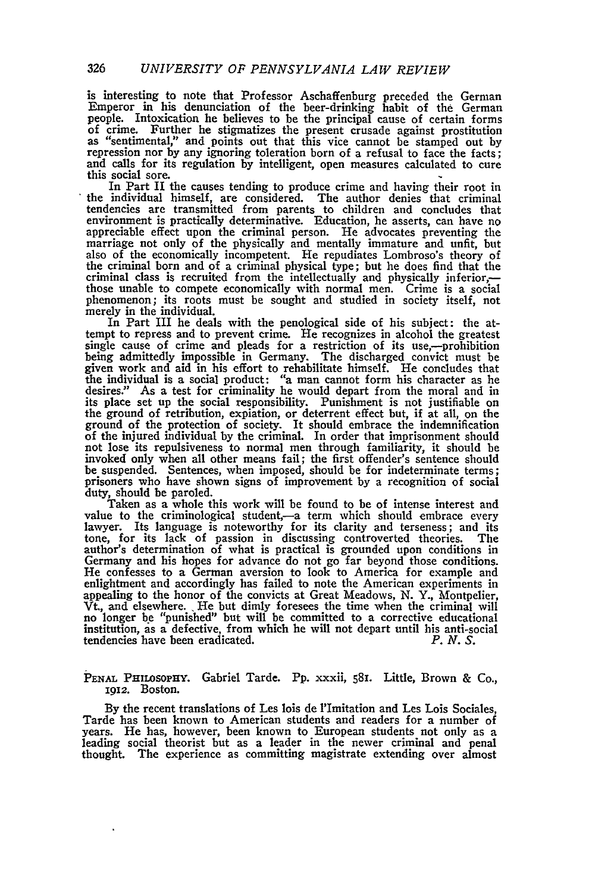is interesting to note that Professor Aschaffenburg preceded the German Emperor in his denunciation of the beer-drinking habit of the German people. Intoxication he believes to be the principal cause of certain forms of crime. Further he stigmatizes the present crusade against prostitution as "sentimental," and points out that this vice cannot be stamped out by repression nor by any ignoring toleration born of a refusal to face the facts; and calls for its regulation by intelligent, open measures calculated to cure this social sore.

In Part II the causes tending to produce crime and having their root in the individual himself, are considered. The author denies that criminal tendencies are transmitted from parents to children and concludes that environment is practically determinative. Education, he asserts, can have no appreciable effect upon the criminal person. He advocates preventing the marriage not only of the physically and mentally immature and unfit, but also of the economically incompetent. He repudiates Lombroso's theory of the criminal born and of a criminal physical type; but he does find that the criminal class is recruited from the intellectually and physically inferior,—those unable to compete economically with normal men. Crime is a social phenomenon; its roots must be sought and studied in society itself, not merely in the individual.

In Part III he deals with the penological side of his subject: the attempt to repress and to prevent crime. He recognizes in alcohol the greatest single cause of crime and pleads for a restriction of its use,—prohibition being admittedly impossible in Germany. The discharged convict must be given work and aid in his effort to rehabilitate himself. He concludes that the individual is a social product: "a man cannot form his character as he desires." As a test for criminality he would depart from the moral and in its place set up the social responsibility. Punishment is not justifiable on the ground of retribution, expiation, or deterrent effect but, if at all, on the ground of the protection of society. It should embrace the indemnification of the injured individual by the criminal. In order that imprisonment should not lose its repulsiveness to normal men through familiarity, it should be invoked only when all other means fail; the first offender's sentence should be suspended. Sentences, when imposed, should be for indeterminate terms; prisoners who have shown signs of improvement by a recognition of social duty, should be paroled.

Taken as a whole this work will be found to be of intense interest and value to the criminological student,—a term which should embrace every lawyer. Its language is noteworthy for its clarity and terseness; and its tone, for its lack of passion in discussing controverted theories. The author's determination of what is practical is grounded upon conditions in Germany and his hopes for advance do not go far beyond those conditions. He confesses to a German aversion to look to America for example and enlightment and accordingly has failed to note the American experiments in appealing to the honor of the convicts at Great Meadows, N. Y., Montpelier, Vt., and elsewhere. He but dimly foresees the time when the criminal will no longer be "punished" but will be committed to a corrective educational institution, as a defective, from which he will not depart until his anti-social tendencies have been eradicated. *P. N. S.*

PENAL PHILOSOPHY. Gabriel Tarde. Pp. xxxii, 581. Little, Brown & Co., 1912. Boston.

By the recent translations of Les lois de l'Imitation and Les Lois Sociales, Tarde has been known to American students and readers for a number of years. He has, however, been known to European students not only as a leading social theorist but as a leader in the newer criminal and penal thought. The experience as committing magistrate extending over almost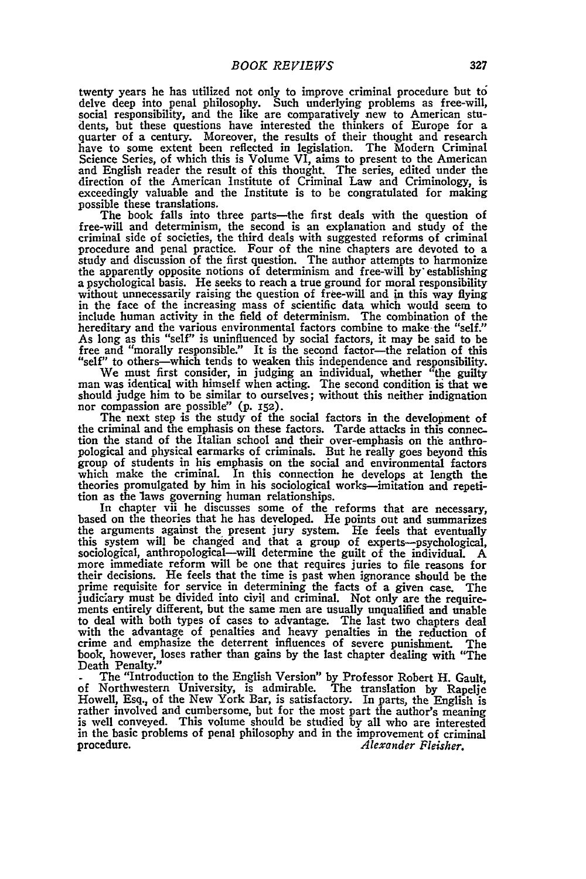twenty years he has utilized not only to improve criminal procedure but to delve deep into penal philosophy. Such underlying problems as free-will, social responsibility, and the like are comparatively new to American students, but these questions have interested the thinkers of Europe for a quarter of a century. Moreover, the results of their thought and research have to some extent been reflected in legislation. The Modern Criminal Science Series, of which this is Volume VI, aims to present to the American and English reader the result of this thought. The series, edited under the direction of the American Institute of Criminal Law and Criminology, is exceedingly valuable and the Institute is to be congratulated for making possible these translations.

The book falls into three parts—the first deals with the question of free-will and determinism, the second is an explanation and study of the criminal side of societies, the third deals with suggested reforms of criminal procedure and penal practice. Four of the nine chapters are devoted to a study and discussion of the first question. The author attempts to harmonize the apparently opposite notions of determinism and free-will by establishing a psychological basis. He seeks to reach a true ground for moral responsibility without unnecessarily raising the question of free-will and in this way flying in the face of the increasing mass of scientific data which would seem to include human activity in the field of determinism. The combination of the hereditary and the various environmental factors combine to make the "self." As long as this "self" is uninfluenced by social factors, it may be said to be free and "morally responsible." It is the second factor—the relation of this "self" to others—which tends to weaken this independence and responsibility.

We must first consider, in judging an individual, whether "the guilty man was identical with himself when acting. The second condition is that we should judge him to be similar to ourselves; without this neither indignation nor compassion are possible" (p. 152).

The next step is the study of the social factors in the development of the criminal and the emphasis on these factors. Tarde attacks in this connection the stand of the Italian school and their over-emphasis on the anthropological and physical earmarks of criminals. But he really goes beyond this group of students in his emphasis on the social and environmental factors which make the criminal. In this connection he develops at length the theories promulgated by him in his sociological works—imitation and repetition as the laws governing human relationships.

In chapter vii he discusses some of the reforms that are necessary, based on the theories that he has developed. He points out and summarizes the arguments against the present jury system. He feels that eventually this system will be changed and that a group of experts—psychological, sociological, anthropological—will determine the guilt of the individual. A more immediate reform will be one that requires juries to file reasons for their decisions. He feels that the time is past when ignorance should be the prime requisite for service in determining the facts of a given case. The judiciary must be divided into civil and criminal. Not only are the requirements entirely different, but the same men are usually unqualified and unable to deal with both types of cases to advantage. The last two chapters deal with the advantage of penalties and heavy penalties in the reduction of crime and emphasize the deterrent influences of severe punishment. The book, however, loses rather than gains by the last chapter dealing with "The Death Penalty."

The "Introduction to the English Version" by Professor Robert H. Gault, of Northwestern University, is admirable. The translation by Rapelje Howell, Esq., of the New York Bar, is satisfactory. In parts, the English is rather involved and cumbersome, but for the most part the author's meaning is well conveyed. This volume should be studied by all who are interested in the basic problems of penal philosophy and in the improvement of criminal procedure.

*Alexander Fleisher.*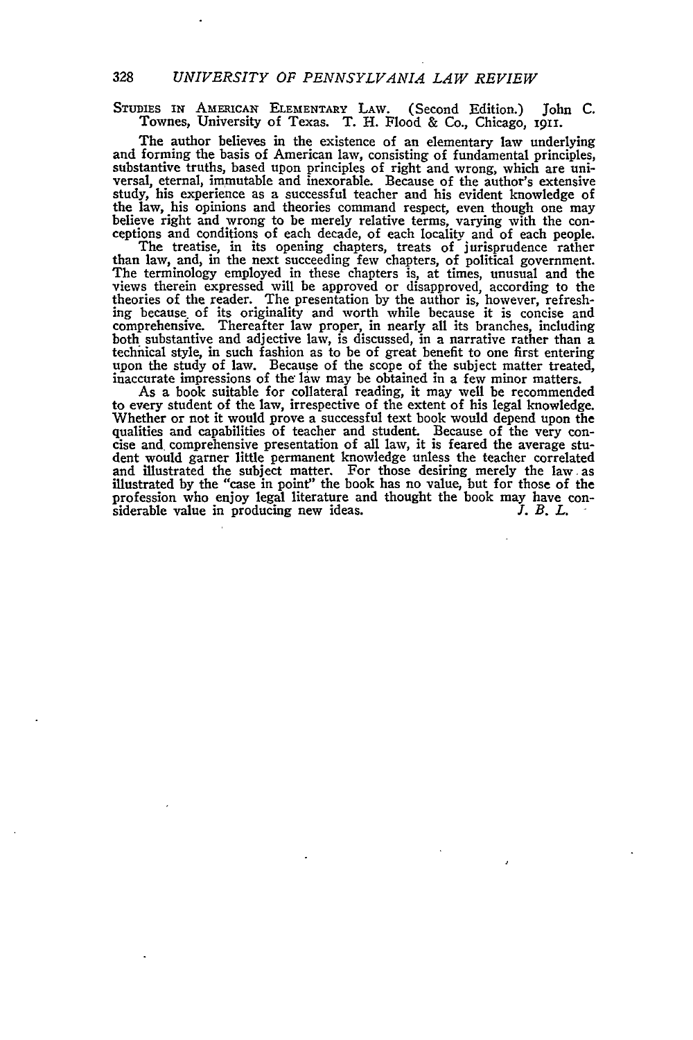STUDIES IN AMERICAN ELEMENTARY LAW. (Second Edition.) John C. Townes, University of Texas. T. H. Flood & Co., Chicago, 1911.

The author believes in the existence of an elementary law underlying and forming the basis of American law, consisting of fundamental principles, substantive truths, based upon principles of right and wrong, which are universal, eternal, immutable and inexorable. Because of the author's extensive study, his experience as a successful teacher and his evident knowledge of the law, his opinions and theories command respect, even though one may believe right and wrong to be merely relative terms, varying with the conceptions and conditions of each decade, of each locality and of each people.

The treatise, in its opening chapters, treats of jurisprudence rather than law, and, in the next succeeding few chapters, of political government. The terminology employed in these chapters is, at times, unusual and the views therein expressed will be approved or disapproved, according to the theories of the reader. The presentation by the author is, however, refreshing because of its originality and worth while because it is concise and comprehensive. Thereafter law proper, in nearly all its branches, including both substantive and adjective law, is discussed, in a narrative rather than a technical style, in such fashion as to be of great benefit to one first entering upon the study of law. Because of the scope of the subject matter treated, inaccurate impressions of the law may be obtained in a few minor matters.

As a book suitable for collateral reading, it may well be recommended to every student of the law, irrespective of the extent of his legal knowledge. Whether or not it would prove a successful text book would depend upon the qualities and capabilities of teacher and student. Because of the very concise and comprehensive presentation of all law, it is feared the average student would garner little permanent knowledge unless the teacher correlated and illustrated the subject matter. For those desiring merely the law as illustrated by the "case in point" the book has no value, but for those of the profession who enjoy legal literature and thought the book may have considerable value in producing new ideas. *J. B. L.*